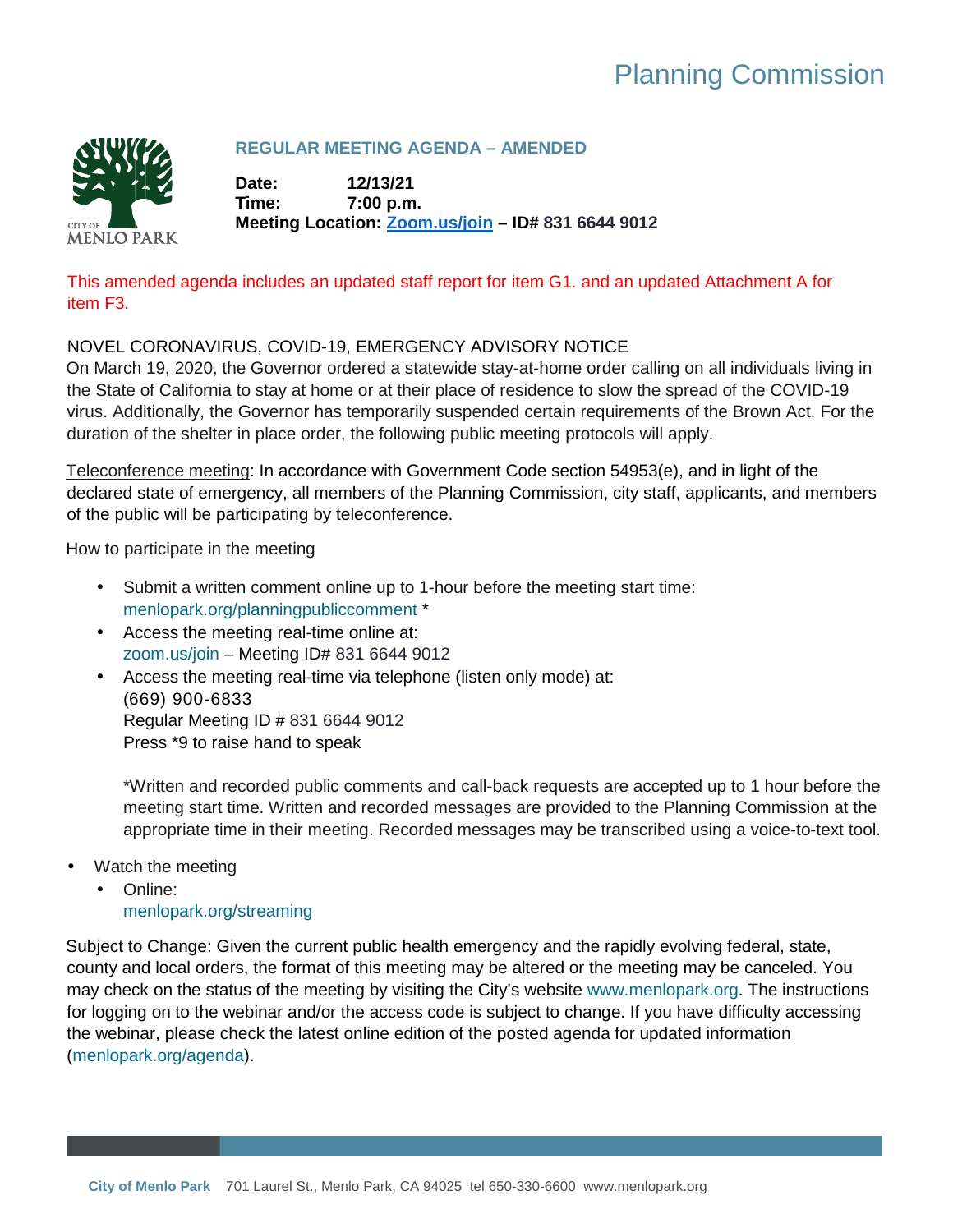# Planning Commission

CITY OF MENLO PARK

## REGULAR MEETING AGENDA – AMENDED

**Date:** 12/13/21
**Time:** 7:00 p.m.
**Meeting Location: Zoom.us/join – ID# 831 6644 9012**

This amended agenda includes an updated staff report for item G1. and an updated Attachment A for item F3.

NOVEL CORONAVIRUS, COVID-19, EMERGENCY ADVISORY NOTICE

On March 19, 2020, the Governor ordered a statewide stay-at-home order calling on all individuals living in the State of California to stay at home or at their place of residence to slow the spread of the COVID-19 virus. Additionally, the Governor has temporarily suspended certain requirements of the Brown Act. For the duration of the shelter in place order, the following public meeting protocols will apply.

Teleconference meeting: In accordance with Government Code section 54953(e), and in light of the declared state of emergency, all members of the Planning Commission, city staff, applicants, and members of the public will be participating by teleconference.

How to participate in the meeting

- Submit a written comment online up to 1-hour before the meeting start time: menlopark.org/planningpubliccomment *
- Access the meeting real-time online at: zoom.us/join – Meeting ID# 831 6644 9012
- Access the meeting real-time via telephone (listen only mode) at:
  (669) 900-6833
  Regular Meeting ID # 831 6644 9012
  Press *9 to raise hand to speak

  *Written and recorded public comments and call-back requests are accepted up to 1 hour before the meeting start time. Written and recorded messages are provided to the Planning Commission at the appropriate time in their meeting. Recorded messages may be transcribed using a voice-to-text tool.

- Watch the meeting
  - Online:
    menlopark.org/streaming

Subject to Change: Given the current public health emergency and the rapidly evolving federal, state, county and local orders, the format of this meeting may be altered or the meeting may be canceled. You may check on the status of the meeting by visiting the City's website www.menlopark.org. The instructions for logging on to the webinar and/or the access code is subject to change. If you have difficulty accessing the webinar, please check the latest online edition of the posted agenda for updated information (menlopark.org/agenda).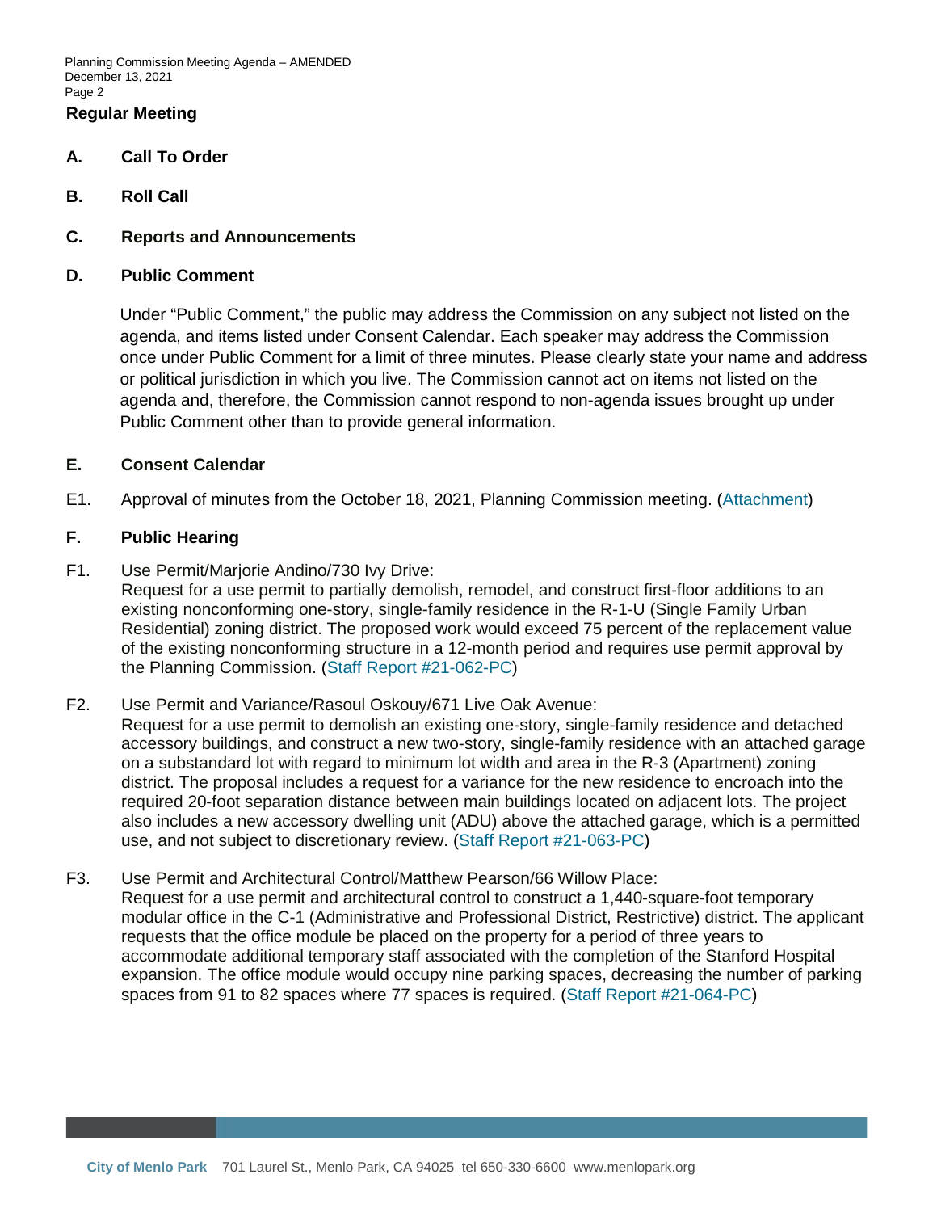## Regular Meeting

### A. Call To Order

### B. Roll Call

### C. Reports and Announcements

### D. Public Comment

Under "Public Comment," the public may address the Commission on any subject not listed on the agenda, and items listed under Consent Calendar. Each speaker may address the Commission once under Public Comment for a limit of three minutes. Please clearly state your name and address or political jurisdiction in which you live. The Commission cannot act on items not listed on the agenda and, therefore, the Commission cannot respond to non-agenda issues brought up under Public Comment other than to provide general information.

### E. Consent Calendar

E1. Approval of minutes from the October 18, 2021, Planning Commission meeting. (Attachment)

### F. Public Hearing

F1. Use Permit/Marjorie Andino/730 Ivy Drive:
Request for a use permit to partially demolish, remodel, and construct first-floor additions to an existing nonconforming one-story, single-family residence in the R-1-U (Single Family Urban Residential) zoning district. The proposed work would exceed 75 percent of the replacement value of the existing nonconforming structure in a 12-month period and requires use permit approval by the Planning Commission. (Staff Report #21-062-PC)

F2. Use Permit and Variance/Rasoul Oskouy/671 Live Oak Avenue:
Request for a use permit to demolish an existing one-story, single-family residence and detached accessory buildings, and construct a new two-story, single-family residence with an attached garage on a substandard lot with regard to minimum lot width and area in the R-3 (Apartment) zoning district. The proposal includes a request for a variance for the new residence to encroach into the required 20-foot separation distance between main buildings located on adjacent lots. The project also includes a new accessory dwelling unit (ADU) above the attached garage, which is a permitted use, and not subject to discretionary review. (Staff Report #21-063-PC)

F3. Use Permit and Architectural Control/Matthew Pearson/66 Willow Place:
Request for a use permit and architectural control to construct a 1,440-square-foot temporary modular office in the C-1 (Administrative and Professional District, Restrictive) district. The applicant requests that the office module be placed on the property for a period of three years to accommodate additional temporary staff associated with the completion of the Stanford Hospital expansion. The office module would occupy nine parking spaces, decreasing the number of parking spaces from 91 to 82 spaces where 77 spaces is required. (Staff Report #21-064-PC)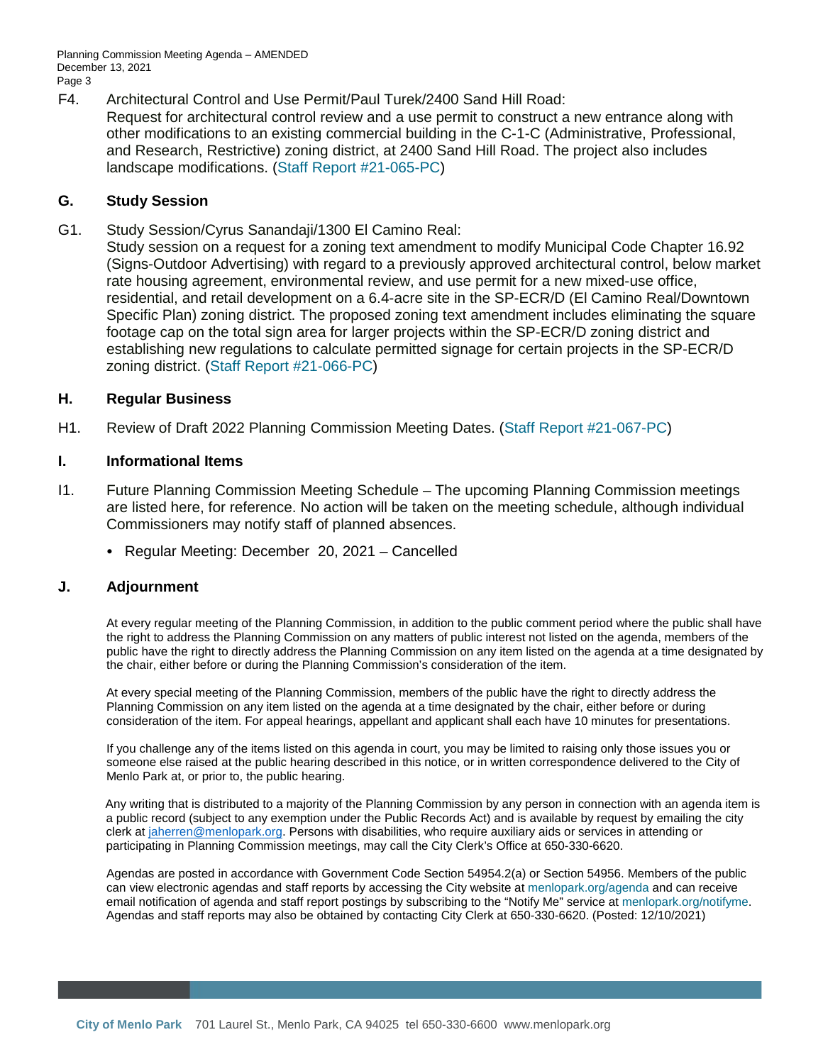F4. Architectural Control and Use Permit/Paul Turek/2400 Sand Hill Road:
Request for architectural control review and a use permit to construct a new entrance along with other modifications to an existing commercial building in the C-1-C (Administrative, Professional, and Research, Restrictive) zoning district, at 2400 Sand Hill Road. The project also includes landscape modifications. (Staff Report #21-065-PC)

## G. Study Session

G1. Study Session/Cyrus Sanandaji/1300 El Camino Real:
Study session on a request for a zoning text amendment to modify Municipal Code Chapter 16.92 (Signs-Outdoor Advertising) with regard to a previously approved architectural control, below market rate housing agreement, environmental review, and use permit for a new mixed-use office, residential, and retail development on a 6.4-acre site in the SP-ECR/D (El Camino Real/Downtown Specific Plan) zoning district. The proposed zoning text amendment includes eliminating the square footage cap on the total sign area for larger projects within the SP-ECR/D zoning district and establishing new regulations to calculate permitted signage for certain projects in the SP-ECR/D zoning district. (Staff Report #21-066-PC)

## H. Regular Business

H1. Review of Draft 2022 Planning Commission Meeting Dates. (Staff Report #21-067-PC)

## I. Informational Items

I1. Future Planning Commission Meeting Schedule – The upcoming Planning Commission meetings are listed here, for reference. No action will be taken on the meeting schedule, although individual Commissioners may notify staff of planned absences.

- Regular Meeting: December 20, 2021 – Cancelled

## J. Adjournment

At every regular meeting of the Planning Commission, in addition to the public comment period where the public shall have the right to address the Planning Commission on any matters of public interest not listed on the agenda, members of the public have the right to directly address the Planning Commission on any item listed on the agenda at a time designated by the chair, either before or during the Planning Commission's consideration of the item.

At every special meeting of the Planning Commission, members of the public have the right to directly address the Planning Commission on any item listed on the agenda at a time designated by the chair, either before or during consideration of the item. For appeal hearings, appellant and applicant shall each have 10 minutes for presentations.

If you challenge any of the items listed on this agenda in court, you may be limited to raising only those issues you or someone else raised at the public hearing described in this notice, or in written correspondence delivered to the City of Menlo Park at, or prior to, the public hearing.

Any writing that is distributed to a majority of the Planning Commission by any person in connection with an agenda item is a public record (subject to any exemption under the Public Records Act) and is available by request by emailing the city clerk at jaherren@menlopark.org. Persons with disabilities, who require auxiliary aids or services in attending or participating in Planning Commission meetings, may call the City Clerk's Office at 650-330-6620.

Agendas are posted in accordance with Government Code Section 54954.2(a) or Section 54956. Members of the public can view electronic agendas and staff reports by accessing the City website at menlopark.org/agenda and can receive email notification of agenda and staff report postings by subscribing to the "Notify Me" service at menlopark.org/notifyme. Agendas and staff reports may also be obtained by contacting City Clerk at 650-330-6620. (Posted: 12/10/2021)